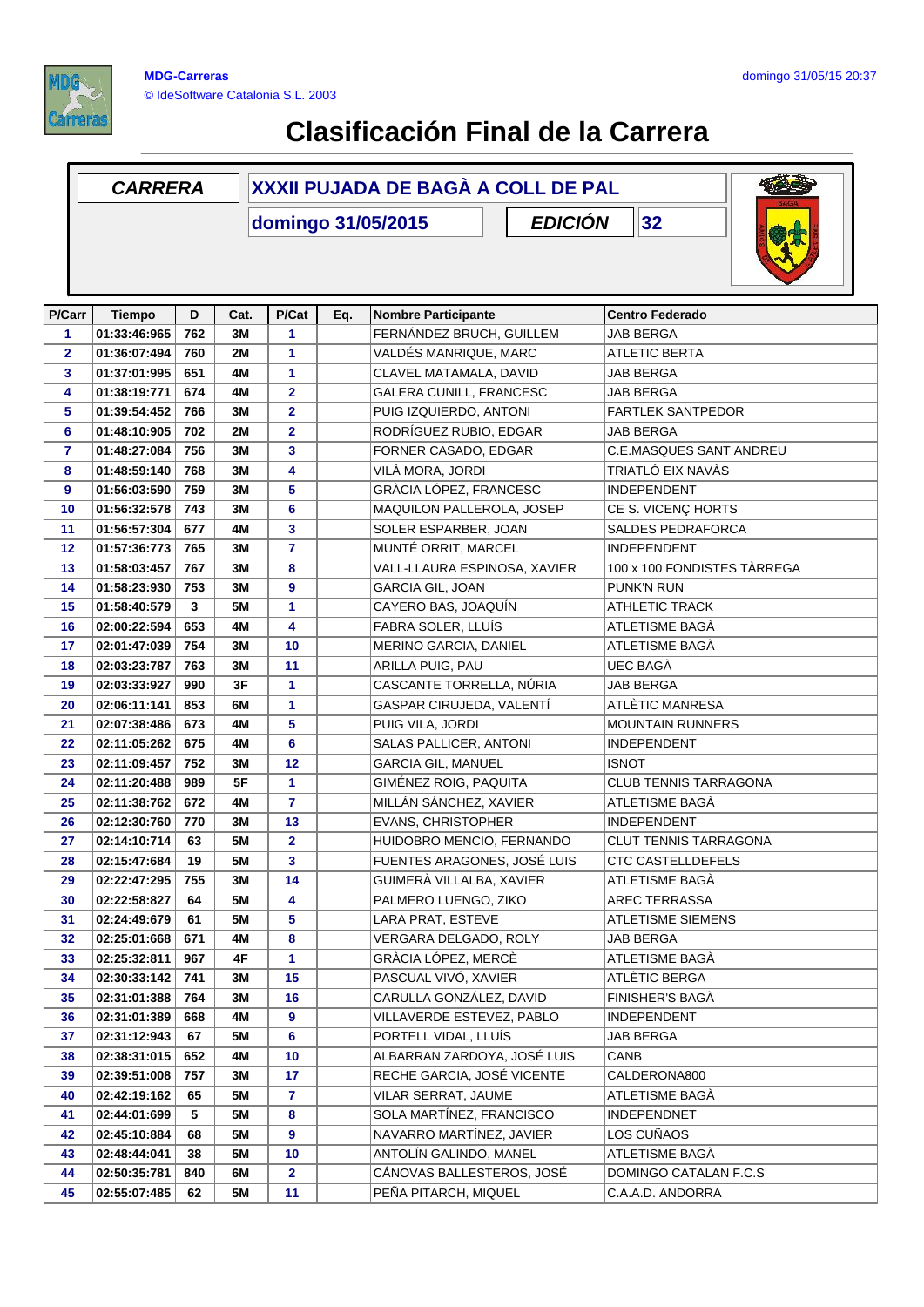MDG-Carreras

© IdeSoftware Catalonia S.L. 2003

domingo 31/05/15 20:37

# Clasificación Final de la Carrera

| CARRERA | XXXII PUJADA DE BAGÀ A COLL DE PAL |
|---|---|
| | domingo 31/05/2015 |
| EDICIÓN | 32 |

| P/Carr | Tiempo | D | Cat. | P/Cat | Eq. | Nombre Participante | Centro Federado |
|---|---|---|---|---|---|---|---|
| 1 | 01:33:46:965 | 762 | 3M | 1 | | FERNÁNDEZ BRUCH, GUILLEM | JAB BERGA |
| 2 | 01:36:07:494 | 760 | 2M | 1 | | VALDÉS MANRIQUE, MARC | ATLETIC BERTA |
| 3 | 01:37:01:995 | 651 | 4M | 1 | | CLAVEL MATAMALA, DAVID | JAB BERGA |
| 4 | 01:38:19:771 | 674 | 4M | 2 | | GALERA CUNILL, FRANCESC | JAB BERGA |
| 5 | 01:39:54:452 | 766 | 3M | 2 | | PUIG IZQUIERDO, ANTONI | FARTLEK SANTPEDOR |
| 6 | 01:48:10:905 | 702 | 2M | 2 | | RODRÍGUEZ RUBIO, EDGAR | JAB BERGA |
| 7 | 01:48:27:084 | 756 | 3M | 3 | | FORNER CASADO, EDGAR | C.E.MASQUES SANT ANDREU |
| 8 | 01:48:59:140 | 768 | 3M | 4 | | VILÀ MORA, JORDI | TRIATLÓ EIX NAVÀS |
| 9 | 01:56:03:590 | 759 | 3M | 5 | | GRÀCIA LÓPEZ, FRANCESC | INDEPENDENT |
| 10 | 01:56:32:578 | 743 | 3M | 6 | | MAQUILON PALLEROLA, JOSEP | CE S. VICENÇ HORTS |
| 11 | 01:56:57:304 | 677 | 4M | 3 | | SOLER ESPARBER, JOAN | SALDES PEDRAFORCA |
| 12 | 01:57:36:773 | 765 | 3M | 7 | | MUNTÉ ORRIT, MARCEL | INDEPENDENT |
| 13 | 01:58:03:457 | 767 | 3M | 8 | | VALL-LLAURA ESPINOSA, XAVIER | 100 x 100 FONDISTES TÀRREGA |
| 14 | 01:58:23:930 | 753 | 3M | 9 | | GARCIA GIL, JOAN | PUNK'N RUN |
| 15 | 01:58:40:579 | 3 | 5M | 1 | | CAYERO BAS, JOAQUÍN | ATHLETIC TRACK |
| 16 | 02:00:22:594 | 653 | 4M | 4 | | FABRA SOLER, LLUÍS | ATLETISME BAGÀ |
| 17 | 02:01:47:039 | 754 | 3M | 10 | | MERINO GARCIA, DANIEL | ATLETISME BAGÀ |
| 18 | 02:03:23:787 | 763 | 3M | 11 | | ARILLA PUIG, PAU | UEC BAGÀ |
| 19 | 02:03:33:927 | 990 | 3F | 1 | | CASCANTE TORRELLA, NÚRIA | JAB BERGA |
| 20 | 02:06:11:141 | 853 | 6M | 1 | | GASPAR CIRUJEDA, VALENTÍ | ATLÈTIC MANRESA |
| 21 | 02:07:38:486 | 673 | 4M | 5 | | PUIG VILA, JORDI | MOUNTAIN RUNNERS |
| 22 | 02:11:05:262 | 675 | 4M | 6 | | SALAS PALLICER, ANTONI | INDEPENDENT |
| 23 | 02:11:09:457 | 752 | 3M | 12 | | GARCIA GIL, MANUEL | ISNOT |
| 24 | 02:11:20:488 | 989 | 5F | 1 | | GIMÉNEZ ROIG, PAQUITA | CLUB TENNIS TARRAGONA |
| 25 | 02:11:38:762 | 672 | 4M | 7 | | MILLÁN SÁNCHEZ, XAVIER | ATLETISME BAGÀ |
| 26 | 02:12:30:760 | 770 | 3M | 13 | | EVANS, CHRISTOPHER | INDEPENDENT |
| 27 | 02:14:10:714 | 63 | 5M | 2 | | HUIDOBRO MENCIO, FERNANDO | CLUT TENNIS TARRAGONA |
| 28 | 02:15:47:684 | 19 | 5M | 3 | | FUENTES ARAGONES, JOSÉ LUIS | CTC CASTELLDEFELS |
| 29 | 02:22:47:295 | 755 | 3M | 14 | | GUIMERÀ VILLALBA, XAVIER | ATLETISME BAGÀ |
| 30 | 02:22:58:827 | 64 | 5M | 4 | | PALMERO LUENGO, ZIKO | AREC TERRASSA |
| 31 | 02:24:49:679 | 61 | 5M | 5 | | LARA PRAT, ESTEVE | ATLETISME SIEMENS |
| 32 | 02:25:01:668 | 671 | 4M | 8 | | VERGARA DELGADO, ROLY | JAB BERGA |
| 33 | 02:25:32:811 | 967 | 4F | 1 | | GRÀCIA LÓPEZ, MERCÈ | ATLETISME BAGÀ |
| 34 | 02:30:33:142 | 741 | 3M | 15 | | PASCUAL VIVÓ, XAVIER | ATLÈTIC BERGA |
| 35 | 02:31:01:388 | 764 | 3M | 16 | | CARULLA GONZÁLEZ, DAVID | FINISHER'S BAGÀ |
| 36 | 02:31:01:389 | 668 | 4M | 9 | | VILLAVERDE ESTEVEZ, PABLO | INDEPENDENT |
| 37 | 02:31:12:943 | 67 | 5M | 6 | | PORTELL VIDAL, LLUÍS | JAB BERGA |
| 38 | 02:38:31:015 | 652 | 4M | 10 | | ALBARRAN ZARDOYA, JOSÉ LUIS | CANB |
| 39 | 02:39:51:008 | 757 | 3M | 17 | | RECHE GARCIA, JOSÉ VICENTE | CALDERONA800 |
| 40 | 02:42:19:162 | 65 | 5M | 7 | | VILAR SERRAT, JAUME | ATLETISME BAGÀ |
| 41 | 02:44:01:699 | 5 | 5M | 8 | | SOLA MARTÍNEZ, FRANCISCO | INDEPENDNET |
| 42 | 02:45:10:884 | 68 | 5M | 9 | | NAVARRO MARTÍNEZ, JAVIER | LOS CUÑAOS |
| 43 | 02:48:44:041 | 38 | 5M | 10 | | ANTOLÍN GALINDO, MANEL | ATLETISME BAGÀ |
| 44 | 02:50:35:781 | 840 | 6M | 2 | | CÁNOVAS BALLESTEROS, JOSÉ | DOMINGO CATALAN F.C.S |
| 45 | 02:55:07:485 | 62 | 5M | 11 | | PEÑA PITARCH, MIQUEL | C.A.A.D. ANDORRA |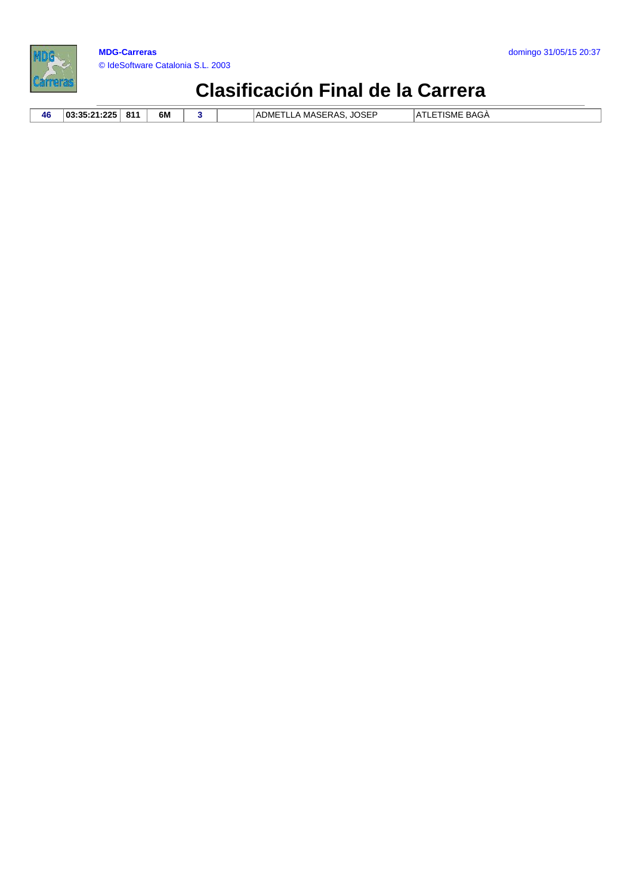# Clasificación Final de la Carrera

| | | | | | | | |
|---|---|---|---|---|---|---|---|
| 46 | 03:35:21:225 | 811 | 6M | 3 | | ADMETLLA MASERAS, JOSEP | ATLETISME BAGÀ |